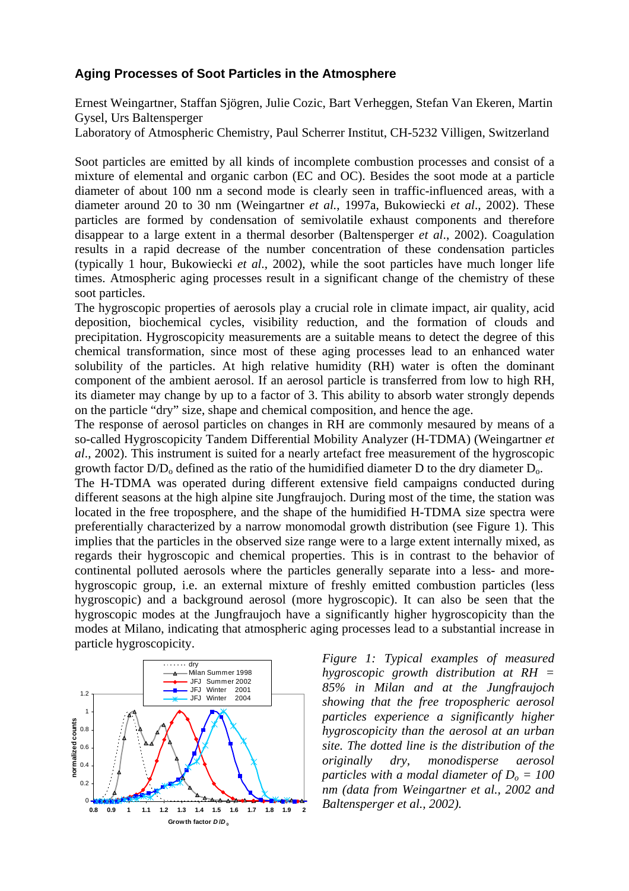# Aging Processes of Soot Particles in the Atmosphere

Ernest Weingartner, Staffan Sjögren, Julie Cozic, Bart Verheggen, Stefan Van Ekeren, Martin Gysel, Urs Baltensperger

Laboratory of Atmospheric Chemistry, Paul Scherrer Institut, CH-5232 Villigen, Switzerland

Soot particles are emitted by all kinds of incomplete combustion processes and consist of a mixture of elemental and organic carbon (EC and OC). Besides the soot mode at a particle diameter of about 100 nm a second mode is clearly seen in traffic-influenced areas, with a diameter around 20 to 30 nm (Weingartner *et al.*, 1997a, Bukowiecki *et al.*, 2002). These particles are formed by condensation of semivolatile exhaust components and therefore disappear to a large extent in a thermal desorber (Baltensperger *et al.*, 2002). Coagulation results in a rapid decrease of the number concentration of these condensation particles (typically 1 hour, Bukowiecki *et al.*, 2002), while the soot particles have much longer life times. Atmospheric aging processes result in a significant change of the chemistry of these soot particles.

The hygroscopic properties of aerosols play a crucial role in climate impact, air quality, acid deposition, biochemical cycles, visibility reduction, and the formation of clouds and precipitation. Hygroscopicity measurements are a suitable means to detect the degree of this chemical transformation, since most of these aging processes lead to an enhanced water solubility of the particles. At high relative humidity (RH) water is often the dominant component of the ambient aerosol. If an aerosol particle is transferred from low to high RH, its diameter may change by up to a factor of 3. This ability to absorb water strongly depends on the particle "dry" size, shape and chemical composition, and hence the age.

The response of aerosol particles on changes in RH are commonly mesaured by means of a so-called Hygroscopicity Tandem Differential Mobility Analyzer (H-TDMA) (Weingartner *et al.*, 2002). This instrument is suited for a nearly artefact free measurement of the hygroscopic growth factor $D/D_o$ defined as the ratio of the humidified diameter D to the dry diameter $D_o$.

The H-TDMA was operated during different extensive field campaigns conducted during different seasons at the high alpine site Jungfraujoch. During most of the time, the station was located in the free troposphere, and the shape of the humidified H-TDMA size spectra were preferentially characterized by a narrow monomodal growth distribution (see Figure 1). This implies that the particles in the observed size range were to a large extent internally mixed, as regards their hygroscopic and chemical properties. This is in contrast to the behavior of continental polluted aerosols where the particles generally separate into a less- and more-hygroscopic group, i.e. an external mixture of freshly emitted combustion particles (less hygroscopic) and a background aerosol (more hygroscopic). It can also be seen that the hygroscopic modes at the Jungfraujoch have a significantly higher hygroscopicity than the modes at Milano, indicating that atmospheric aging processes lead to a substantial increase in particle hygroscopicity.

*Figure 1: Typical examples of measured hygroscopic growth distribution at RH = 85% in Milan and at the Jungfraujoch showing that the free tropospheric aerosol particles experience a significantly higher hygroscopicity than the aerosol at an urban site. The dotted line is the distribution of the originally dry, monodisperse aerosol particles with a modal diameter of $D_o$ = 100 nm (data from Weingartner et al., 2002 and Baltensperger et al., 2002).*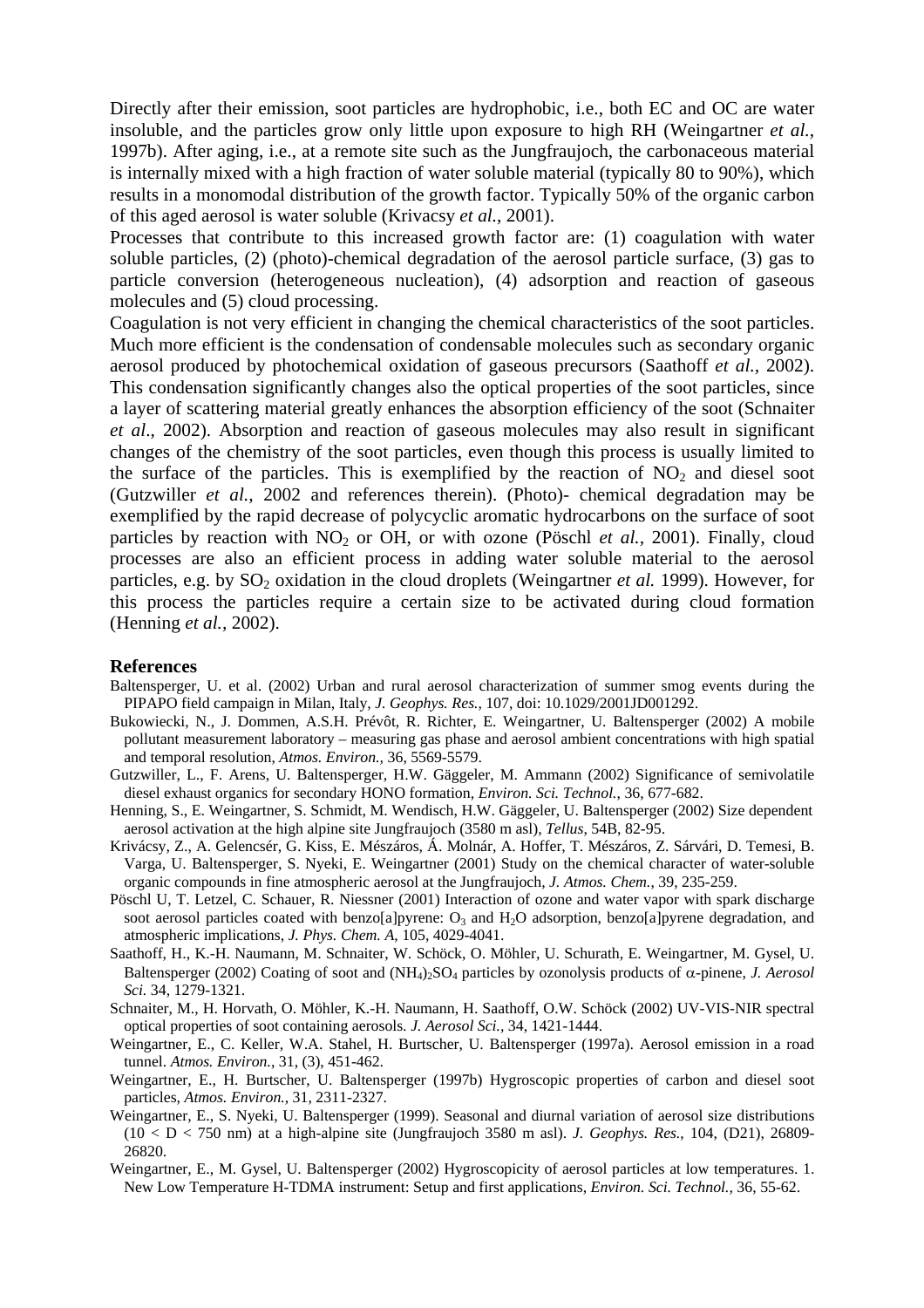Directly after their emission, soot particles are hydrophobic, i.e., both EC and OC are water insoluble, and the particles grow only little upon exposure to high RH (Weingartner *et al.*, 1997b). After aging, i.e., at a remote site such as the Jungfraujoch, the carbonaceous material is internally mixed with a high fraction of water soluble material (typically 80 to 90%), which results in a monomodal distribution of the growth factor. Typically 50% of the organic carbon of this aged aerosol is water soluble (Krivacsy *et al.*, 2001).

Processes that contribute to this increased growth factor are: (1) coagulation with water soluble particles, (2) (photo)-chemical degradation of the aerosol particle surface, (3) gas to particle conversion (heterogeneous nucleation), (4) adsorption and reaction of gaseous molecules and (5) cloud processing.

Coagulation is not very efficient in changing the chemical characteristics of the soot particles. Much more efficient is the condensation of condensable molecules such as secondary organic aerosol produced by photochemical oxidation of gaseous precursors (Saathoff *et al.*, 2002). This condensation significantly changes also the optical properties of the soot particles, since a layer of scattering material greatly enhances the absorption efficiency of the soot (Schnaiter *et al*., 2002). Absorption and reaction of gaseous molecules may also result in significant changes of the chemistry of the soot particles, even though this process is usually limited to the surface of the particles. This is exemplified by the reaction of $NO_2$ and diesel soot (Gutzwiller *et al.*, 2002 and references therein). (Photo)- chemical degradation may be exemplified by the rapid decrease of polycyclic aromatic hydrocarbons on the surface of soot particles by reaction with $NO_2$ or OH, or with ozone (Pöschl *et al.*, 2001). Finally, cloud processes are also an efficient process in adding water soluble material to the aerosol particles, e.g. by $SO_2$ oxidation in the cloud droplets (Weingartner *et al.* 1999). However, for this process the particles require a certain size to be activated during cloud formation (Henning *et al.*, 2002).

## References

Baltensperger, U. et al. (2002) Urban and rural aerosol characterization of summer smog events during the PIPAPO field campaign in Milan, Italy, *J. Geophys. Res.*, 107, doi: 10.1029/2001JD001292.

Bukowiecki, N., J. Dommen, A.S.H. Prévôt, R. Richter, E. Weingartner, U. Baltensperger (2002) A mobile pollutant measurement laboratory – measuring gas phase and aerosol ambient concentrations with high spatial and temporal resolution, *Atmos. Environ.*, 36, 5569-5579.

Gutzwiller, L., F. Arens, U. Baltensperger, H.W. Gäggeler, M. Ammann (2002) Significance of semivolatile diesel exhaust organics for secondary HONO formation, *Environ. Sci. Technol.*, 36, 677-682.

Henning, S., E. Weingartner, S. Schmidt, M. Wendisch, H.W. Gäggeler, U. Baltensperger (2002) Size dependent aerosol activation at the high alpine site Jungfraujoch (3580 m asl), *Tellus*, 54B, 82-95.

Krivácsy, Z., A. Gelencsér, G. Kiss, E. Mészáros, Á. Molnár, A. Hoffer, T. Mészáros, Z. Sárvári, D. Temesi, B. Varga, U. Baltensperger, S. Nyeki, E. Weingartner (2001) Study on the chemical character of water-soluble organic compounds in fine atmospheric aerosol at the Jungfraujoch, *J. Atmos. Chem.*, 39, 235-259.

Pöschl U, T. Letzel, C. Schauer, R. Niessner (2001) Interaction of ozone and water vapor with spark discharge soot aerosol particles coated with benzo[a]pyrene: $O_3$ and $H_2O$ adsorption, benzo[a]pyrene degradation, and atmospheric implications, *J. Phys. Chem. A*, 105, 4029-4041.

Saathoff, H., K.-H. Naumann, M. Schnaiter, W. Schöck, O. Möhler, U. Schurath, E. Weingartner, M. Gysel, U. Baltensperger (2002) Coating of soot and $(NH_4)_2SO_4$ particles by ozonolysis products of $\alpha$-pinene, *J. Aerosol Sci.* 34, 1279-1321.

Schnaiter, M., H. Horvath, O. Möhler, K.-H. Naumann, H. Saathoff, O.W. Schöck (2002) UV-VIS-NIR spectral optical properties of soot containing aerosols. *J. Aerosol Sci.*, 34, 1421-1444.

Weingartner, E., C. Keller, W.A. Stahel, H. Burtscher, U. Baltensperger (1997a). Aerosol emission in a road tunnel. *Atmos. Environ.*, 31, (3), 451-462.

Weingartner, E., H. Burtscher, U. Baltensperger (1997b) Hygroscopic properties of carbon and diesel soot particles, *Atmos. Environ.*, 31, 2311-2327.

Weingartner, E., S. Nyeki, U. Baltensperger (1999). Seasonal and diurnal variation of aerosol size distributions ($10 < D < 750$ nm) at a high-alpine site (Jungfraujoch 3580 m asl). *J. Geophys. Res.*, 104, (D21), 26809-26820.

Weingartner, E., M. Gysel, U. Baltensperger (2002) Hygroscopicity of aerosol particles at low temperatures. 1. New Low Temperature H-TDMA instrument: Setup and first applications, *Environ. Sci. Technol.*, 36, 55-62.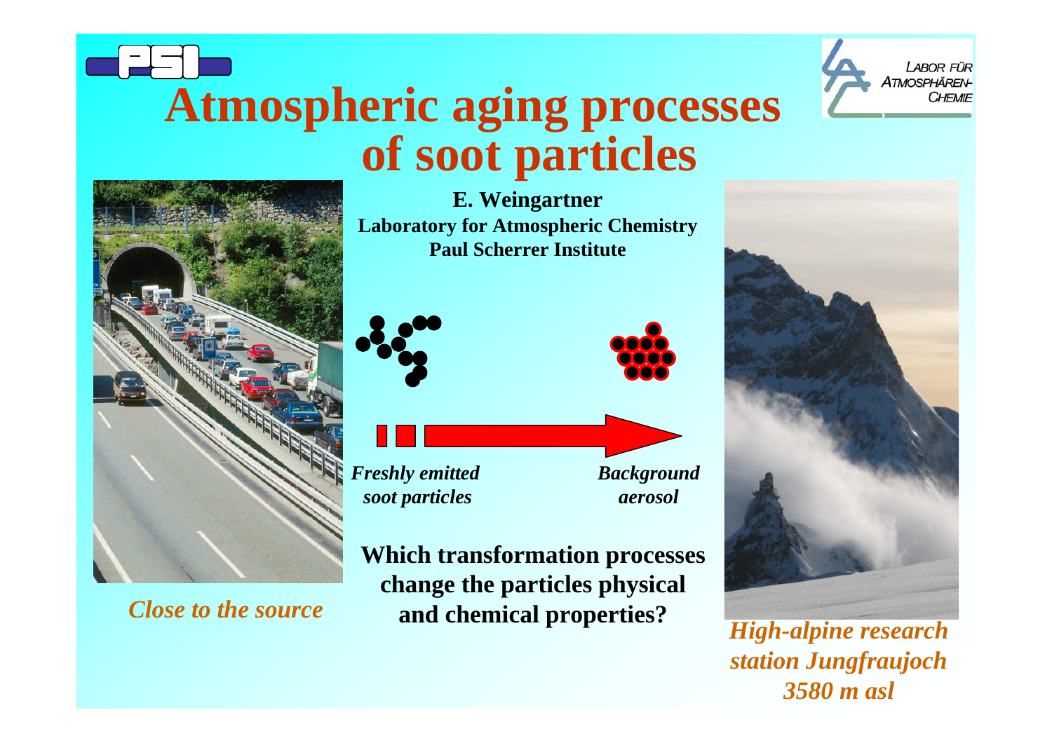# Atmospheric aging processes of soot particles

**E. Weingartner**
**Laboratory for Atmospheric Chemistry**
**Paul Scherrer Institute**

LABOR FÜR ATMOSPHÄREN-CHEMIE

*Freshly emitted soot particles*

*Background aerosol*

**Which transformation processes change the particles physical and chemical properties?**

*Close to the source*

*High-alpine research station Jungfraujoch 3580 m asl*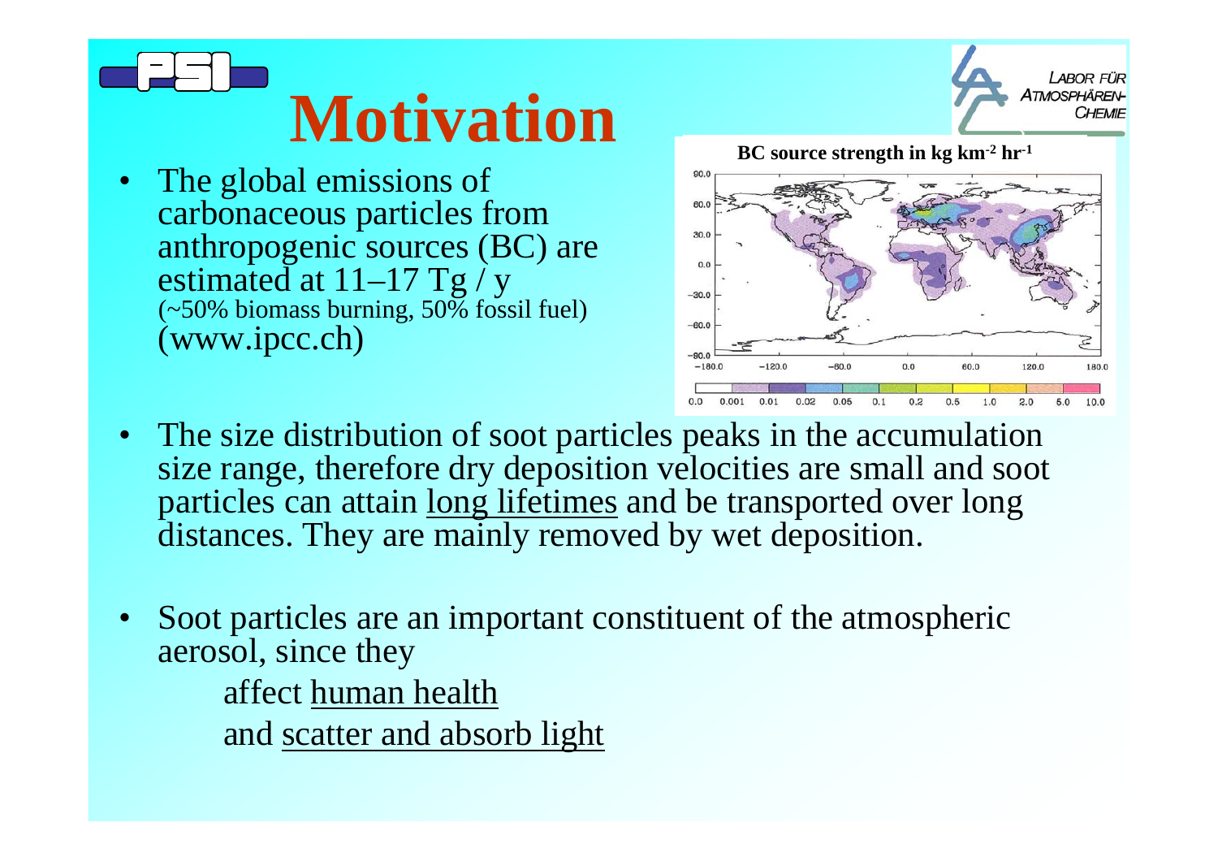# Motivation

- The global emissions of carbonaceous particles from anthropogenic sources (BC) are estimated at 11–17 Tg / y (~50% biomass burning, 50% fossil fuel) (www.ipcc.ch)

**BC source strength in kg km$^{-2}$ hr$^{-1}$**

- The size distribution of soot particles peaks in the accumulation size range, therefore dry deposition velocities are small and soot particles can attain <u>long lifetimes</u> and be transported over long distances. They are mainly removed by wet deposition.

- Soot particles are an important constituent of the atmospheric aerosol, since they

  affect <u>human health</u>

  and <u>scatter and absorb light</u>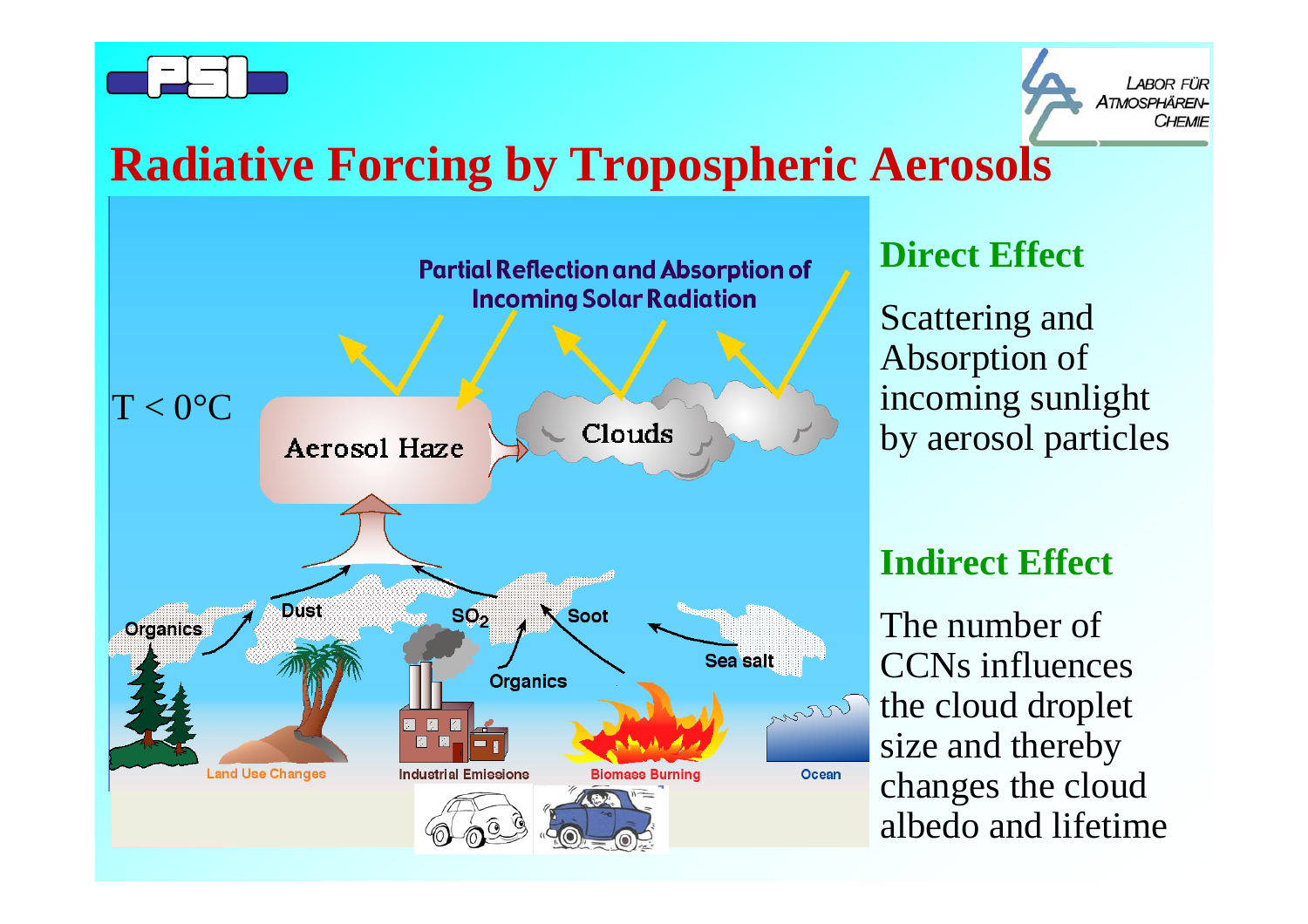# Radiative Forcing by Tropospheric Aerosols

Partial Reflection and Absorption of Incoming Solar Radiation

T < 0°C

Aerosol Haze

Clouds

Organics

Dust

$SO_2$

Soot

Sea salt

Organics

Land Use Changes

Industrial Emissions

Biomass Burning

Ocean

## Direct Effect

Scattering and Absorption of incoming sunlight by aerosol particles

## Indirect Effect

The number of CCNs influences the cloud droplet size and thereby changes the cloud albedo and lifetime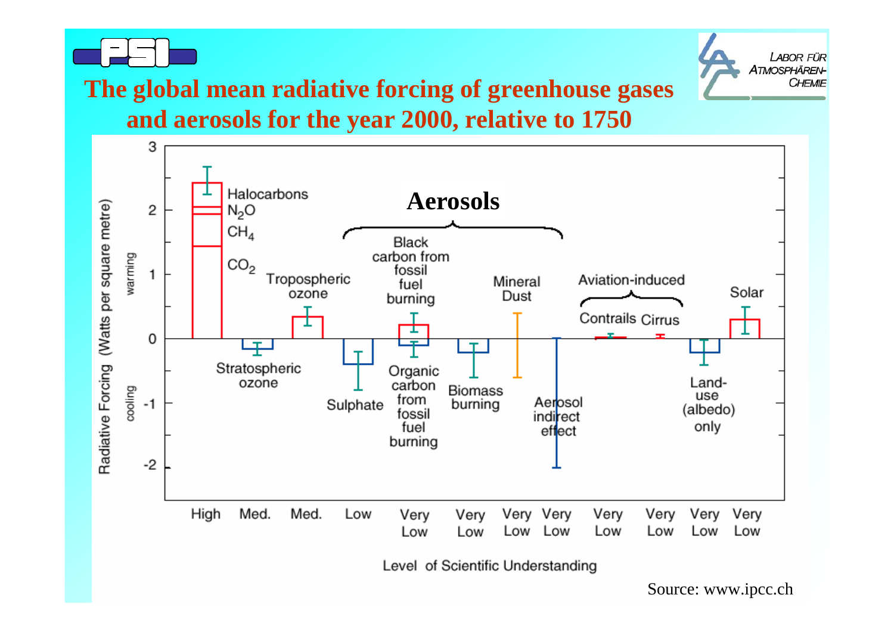# The global mean radiative forcing of greenhouse gases and aerosols for the year 2000, relative to 1750

Radiative Forcing (Watts per square metre)

warming / cooling

**Aerosols**

| Forcing agent | Level of Scientific Understanding |
|---|---|
| Halocarbons, $N_2O$, $CH_4$, $CO_2$ | High |
| Stratospheric ozone | Med. |
| Tropospheric ozone | Med. |
| Sulphate | Low |
| Black carbon from fossil fuel burning / Organic carbon from fossil fuel burning | Very Low |
| Biomass burning | Very Low |
| Mineral Dust | Very Low |
| Aerosol indirect effect | Very Low |
| Aviation-induced: Contrails | Very Low |
| Aviation-induced: Cirrus | Very Low |
| Land-use (albedo) only | Very Low |
| Solar | Very Low |

Level of Scientific Understanding

Source: www.ipcc.ch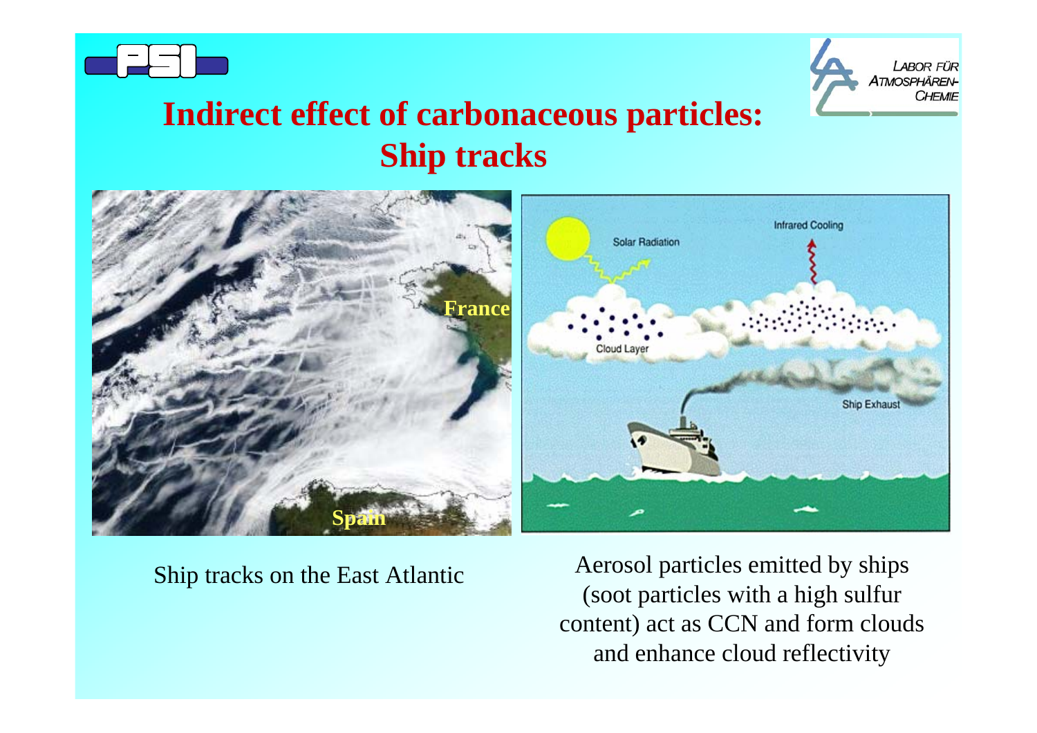# Indirect effect of carbonaceous particles: Ship tracks

Ship tracks on the East Atlantic

Aerosol particles emitted by ships (soot particles with a high sulfur content) act as CCN and form clouds and enhance cloud reflectivity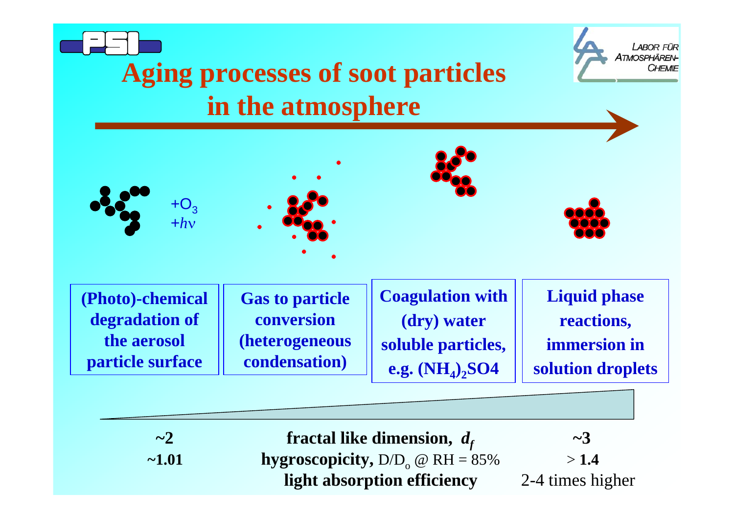# Aging processes of soot particles in the atmosphere

$+O_3$
$+h\nu$

| (Photo)-chemical degradation of the aerosol particle surface | Gas to particle conversion (heterogeneous condensation) | Coagulation with (dry) water soluble particles, e.g. $(NH_4)_2SO4$ | Liquid phase reactions, immersion in solution droplets |
|---|---|---|---|

| ~2 | fractal like dimension, $d_f$ | ~3 |
|---|---|---|
| ~1.01 | hygroscopicity, $D/D_o$ @ RH = 85% | > 1.4 |
| | light absorption efficiency | 2-4 times higher |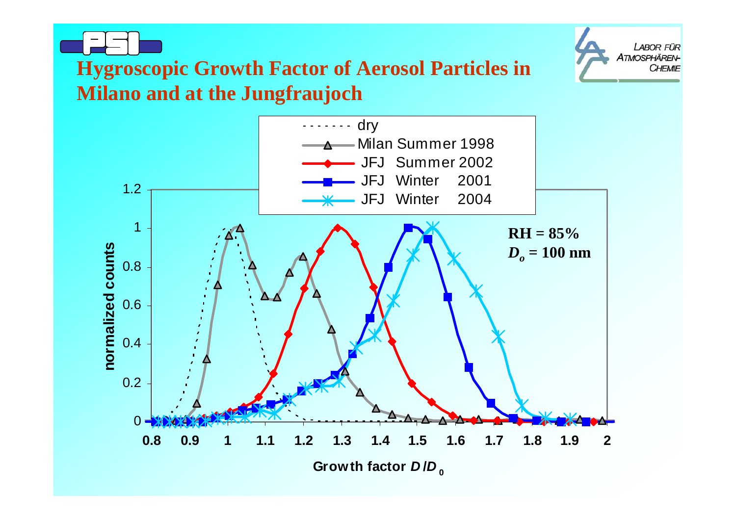# Hygroscopic Growth Factor of Aerosol Particles in Milano and at the Jungfraujoch

- dry
- Milan Summer 1998
- JFJ Summer 2002
- JFJ Winter 2001
- JFJ Winter 2004

RH = 85%

$D_o$ = 100 nm

normalized counts

Growth factor $D/D_0$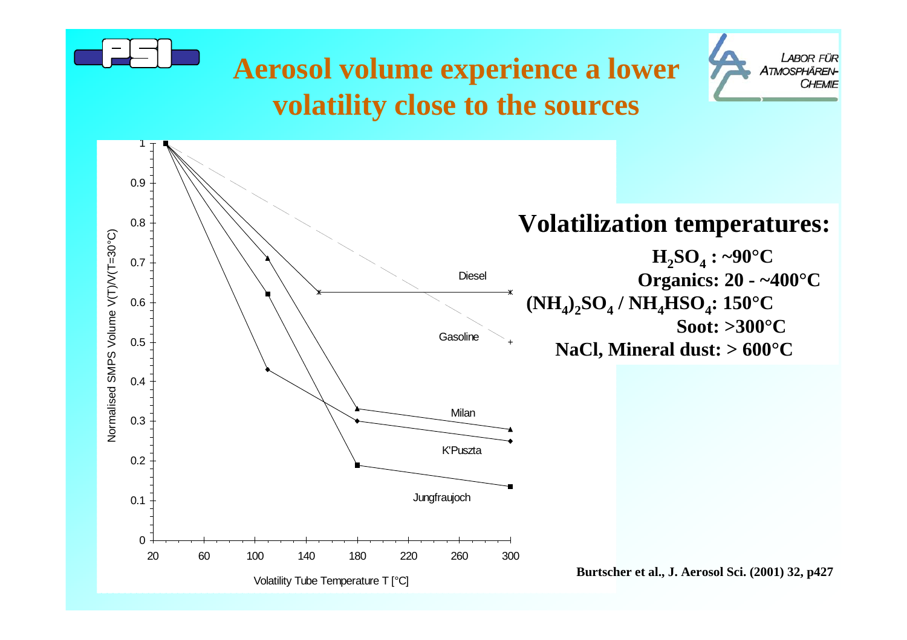# Aerosol volume experience a lower volatility close to the sources

**Volatilization temperatures:**

**$H_2SO_4$ : ~90°C**
**Organics: 20 - ~400°C**
**$(NH_4)_2SO_4$ / $NH_4HSO_4$: 150°C**
**Soot: >300°C**
**NaCl, Mineral dust: > 600°C**

Burtscher et al., J. Aerosol Sci. (2001) 32, p427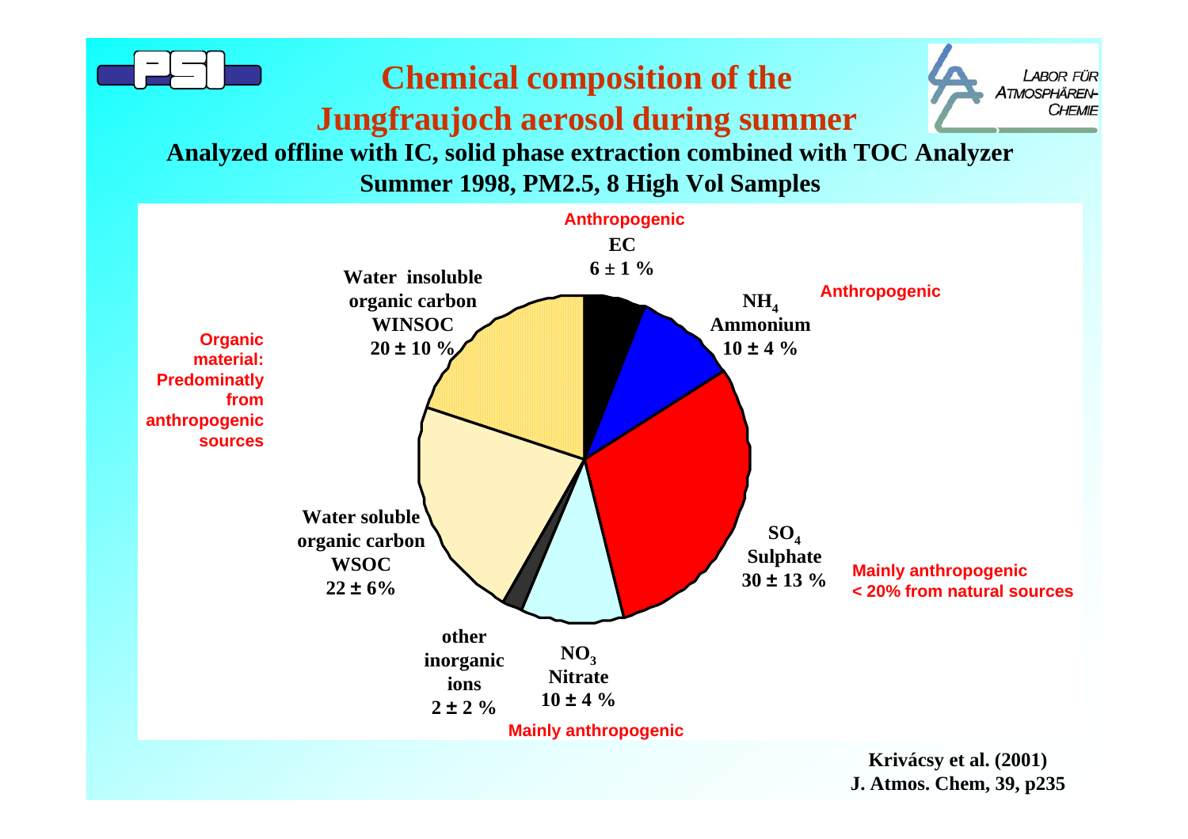# Chemical composition of the Jungfraujoch aerosol during summer

**Analyzed offline with IC, solid phase extraction combined with TOC Analyzer**
**Summer 1998, PM2.5, 8 High Vol Samples**

Anthropogenic

**EC**
**6 ± 1 %**

Anthropogenic

**$NH_4$**
**Ammonium**
**10 ± 4 %**

**$SO_4$**
**Sulphate**
**30 ± 13 %**

Mainly anthropogenic
< 20% from natural sources

**$NO_3$**
**Nitrate**
**10 ± 4 %**

Mainly anthropogenic

**other inorganic ions**
**2 ± 2 %**

**Water soluble organic carbon**
**WSOC**
**22 ± 6%**

**Water insoluble organic carbon**
**WINSOC**
**20 ± 10 %**

Organic material: Predominatly from anthropogenic sources

**Krivácsy et al. (2001)**
**J. Atmos. Chem, 39, p235**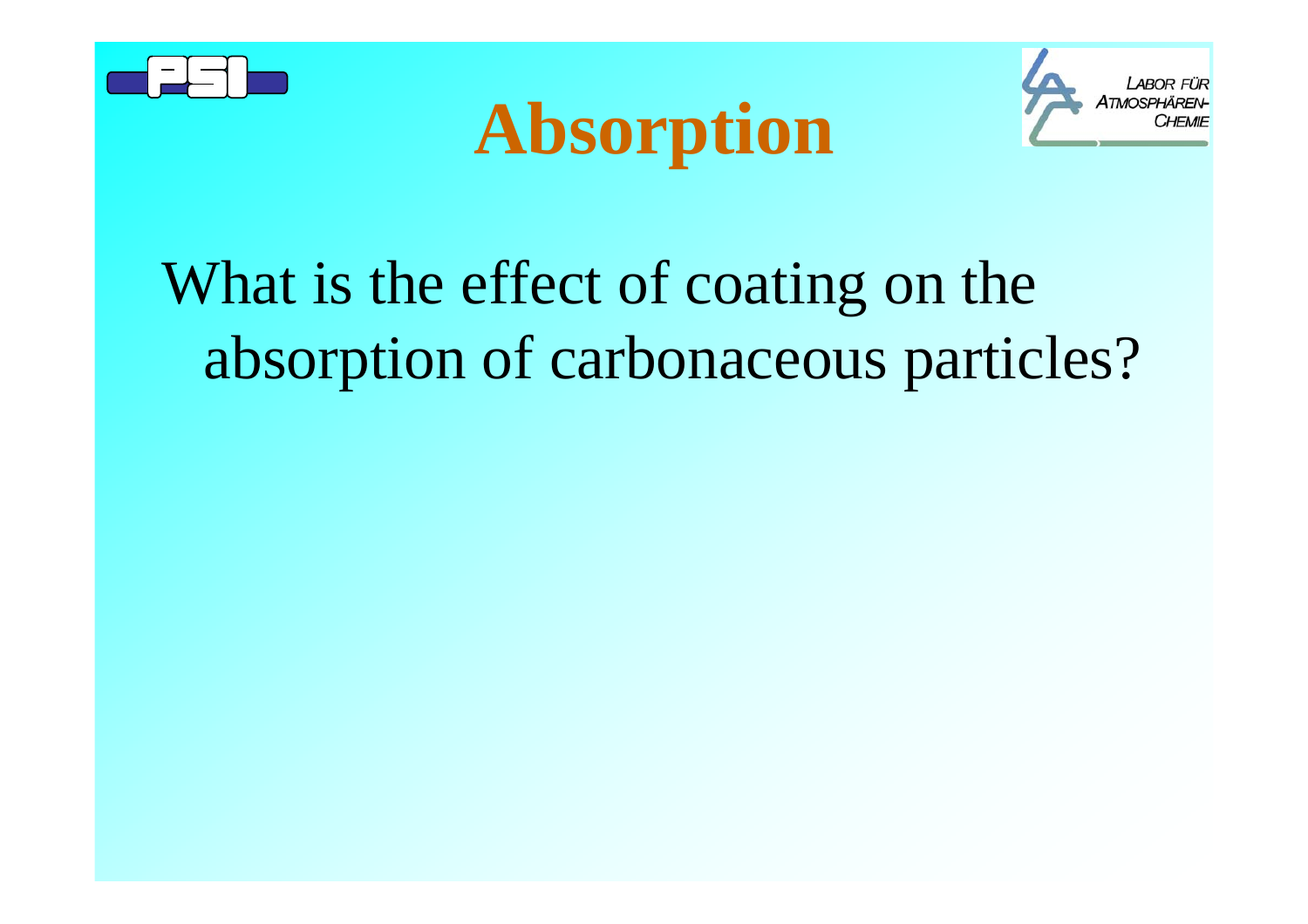# Absorption

What is the effect of coating on the absorption of carbonaceous particles?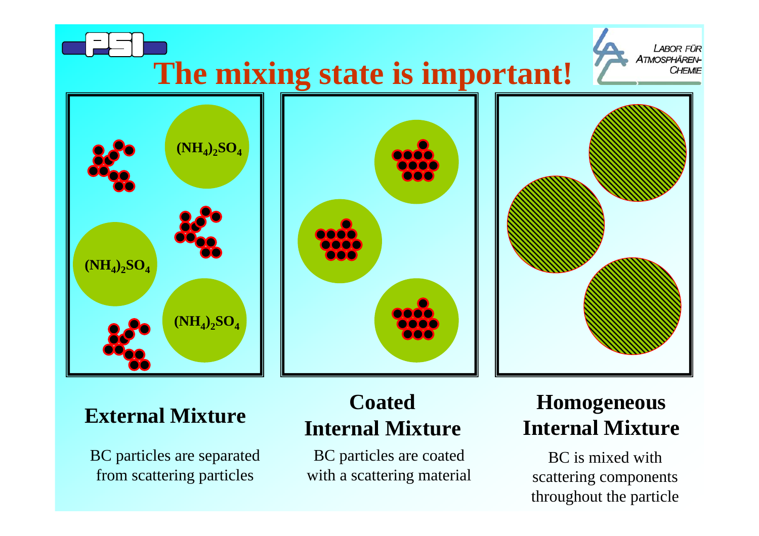# The mixing state is important!

$(NH_4)_2SO_4$

$(NH_4)_2SO_4$

$(NH_4)_2SO_4$

**External Mixture**

BC particles are separated from scattering particles

**Coated Internal Mixture**

BC particles are coated with a scattering material

**Homogeneous Internal Mixture**

BC is mixed with scattering components throughout the particle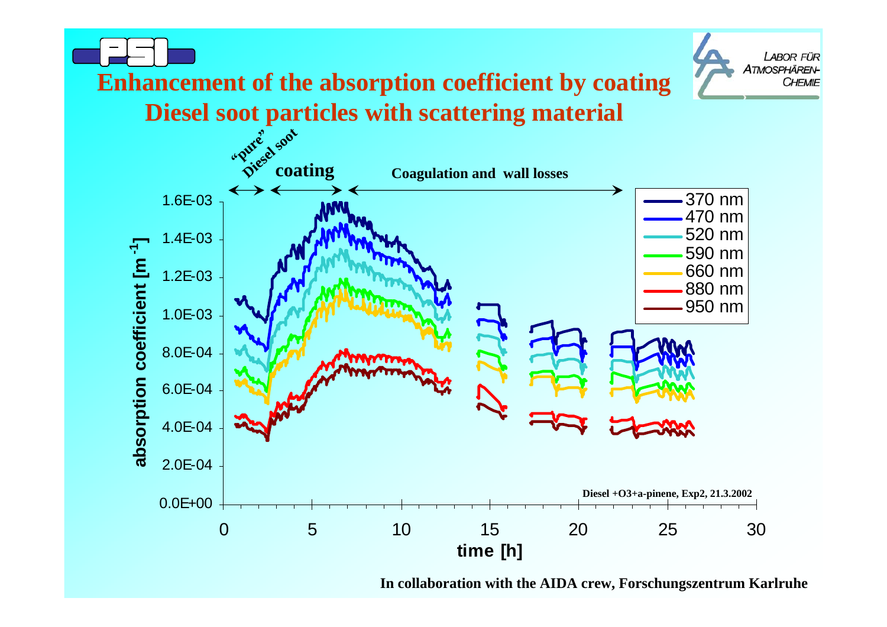# Enhancement of the absorption coefficient by coating Diesel soot particles with scattering material

“pure” Diesel soot — coating — Coagulation and wall losses

absorption coefficient [$m^{-1}$]

1.6E-03, 1.4E-03, 1.2E-03, 1.0E-03, 8.0E-04, 6.0E-04, 4.0E-04, 2.0E-04, 0.0E+00

time [h]

0, 5, 10, 15, 20, 25, 30

Legend: 370 nm, 470 nm, 520 nm, 590 nm, 660 nm, 880 nm, 950 nm

Diesel +O3+a-pinene, Exp2, 21.3.2002

**In collaboration with the AIDA crew, Forschungszentrum Karlruhe**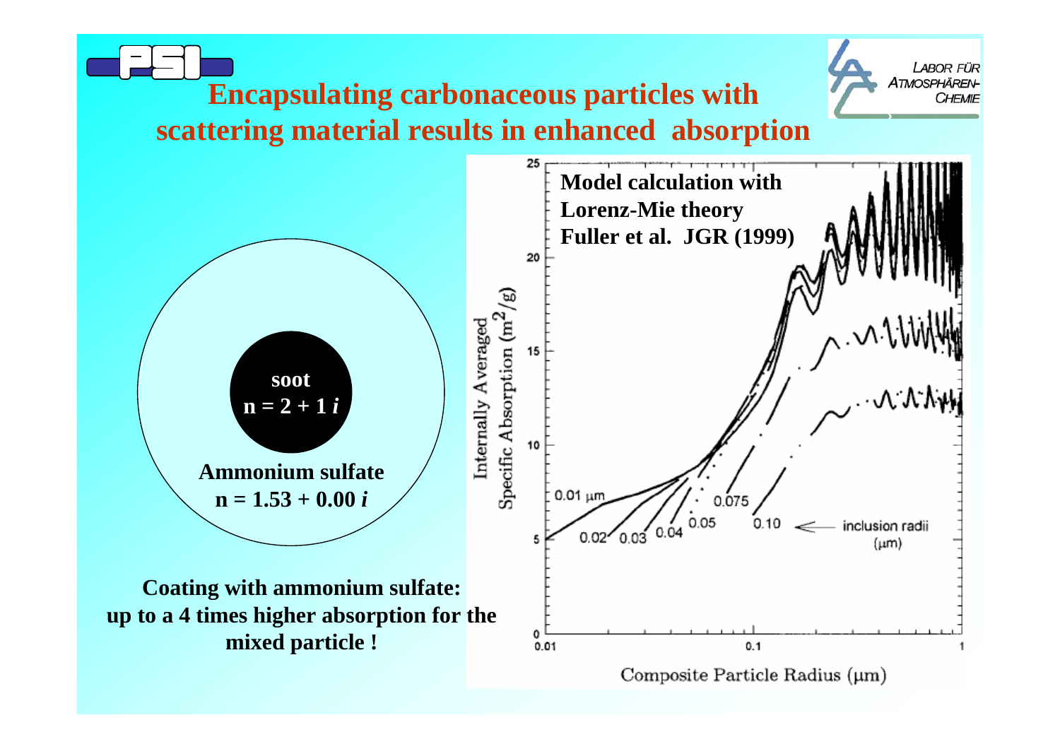# Encapsulating carbonaceous particles with scattering material results in enhanced absorption

soot
$n = 2 + 1\,i$

Ammonium sulfate
$n = 1.53 + 0.00\,i$

**Coating with ammonium sulfate: up to a 4 times higher absorption for the mixed particle !**

**Model calculation with Lorenz-Mie theory Fuller et al. JGR (1999)**

Internally Averaged Specific Absorption ($m^2/g$)

Composite Particle Radius (μm)

inclusion radii (μm): 0.01 μm, 0.02, 0.03, 0.04, 0.05, 0.075, 0.10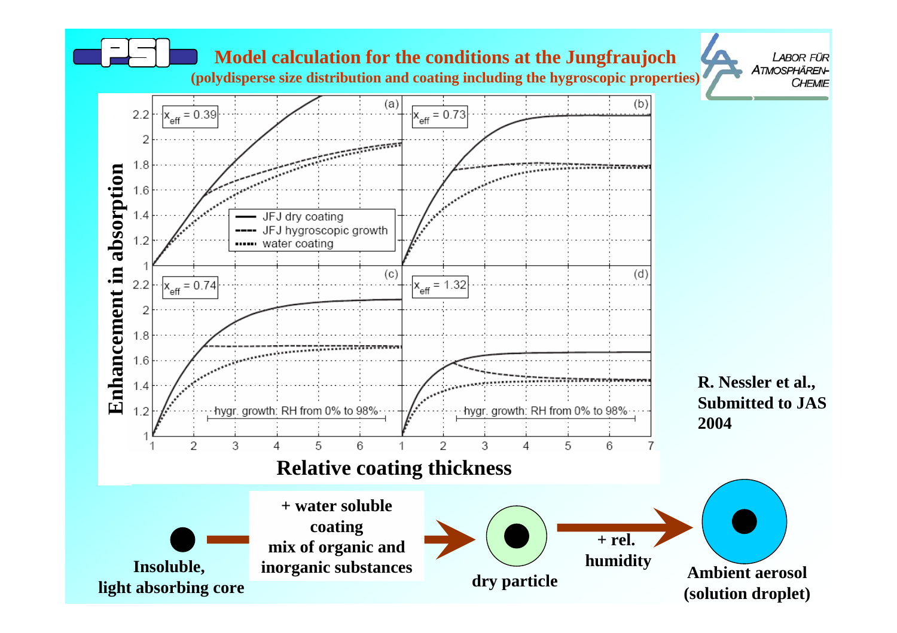# Model calculation for the conditions at the Jungfraujoch

**(polydisperse size distribution and coating including the hygroscopic properties)**

LABOR FÜR ATMOSPHÄREN-CHEMIE

Enhancement in absorption

(a) $x_{eff} = 0.39$

(b) $x_{eff} = 0.73$

(c) $x_{eff} = 0.74$

(d) $x_{eff} = 1.32$

- JFJ dry coating
- JFJ hygroscopic growth
- water coating

hygr. growth: RH from 0% to 98%

Relative coating thickness

**R. Nessler et al., Submitted to JAS 2004**

**Insoluble, light absorbing core** → **+ water soluble coating mix of organic and inorganic substances** → **dry particle** → **+ rel. humidity** → **Ambient aerosol (solution droplet)**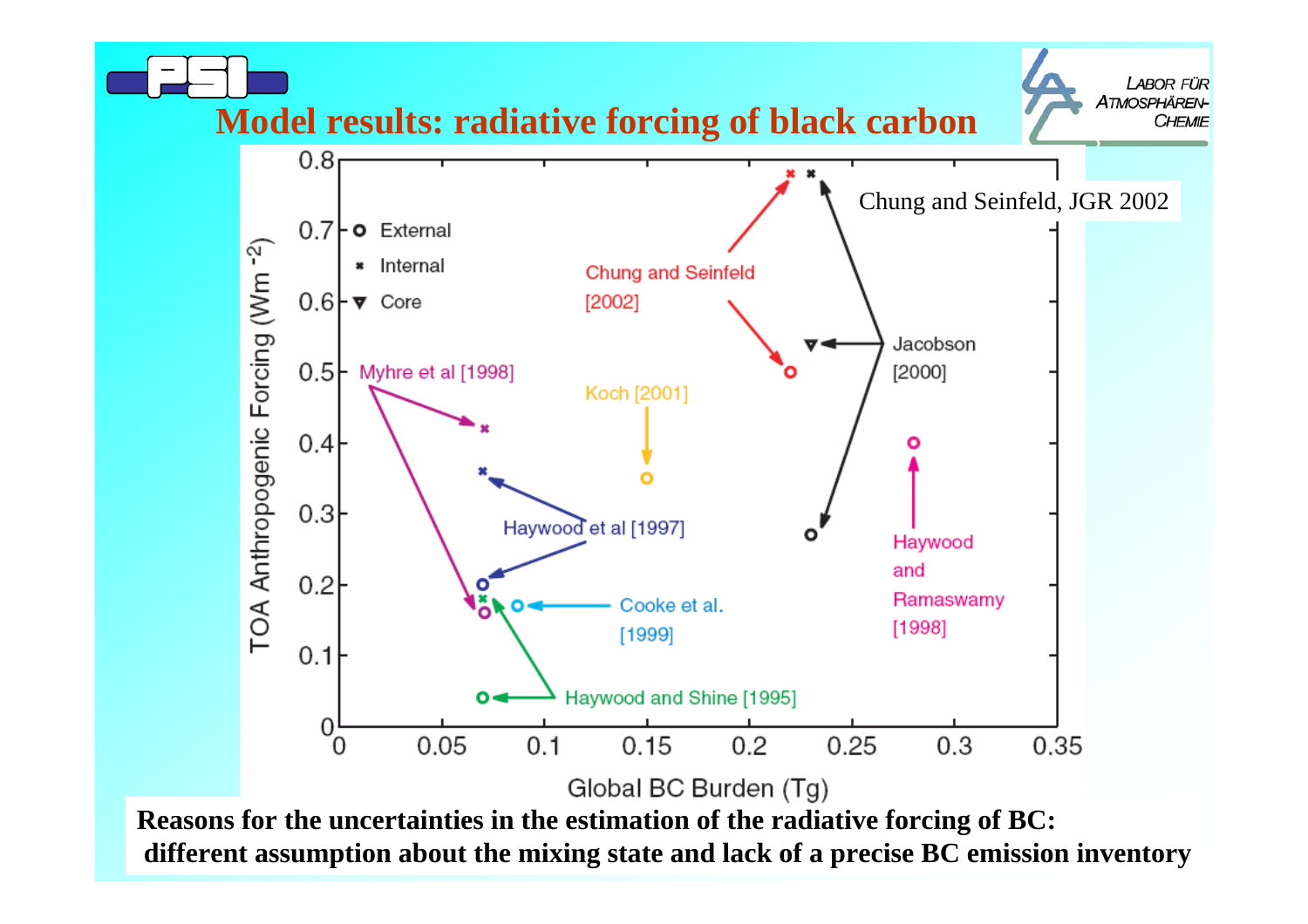# Model results: radiative forcing of black carbon

Chung and Seinfeld, JGR 2002

**Reasons for the uncertainties in the estimation of the radiative forcing of BC: different assumption about the mixing state and lack of a precise BC emission inventory**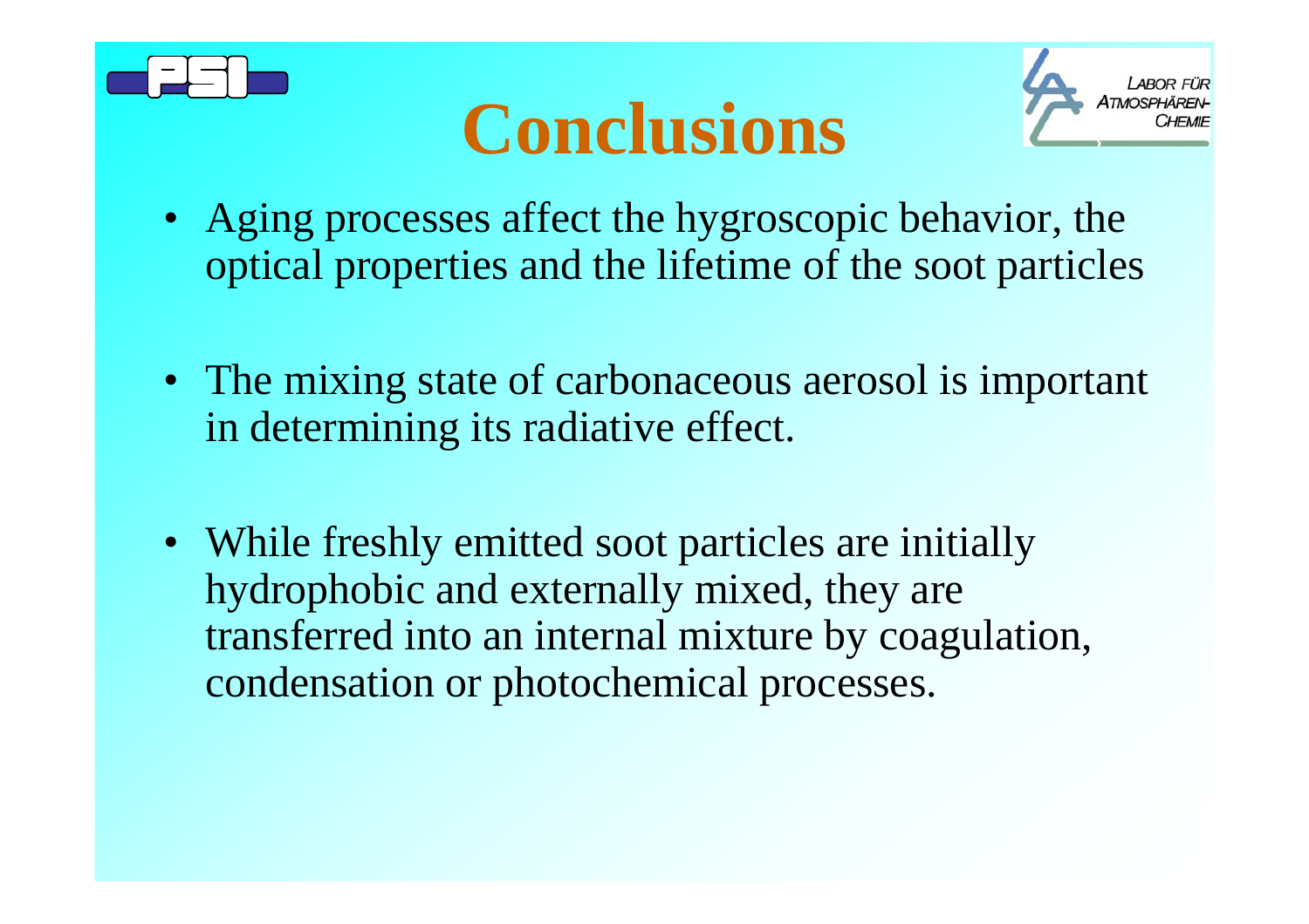# Conclusions

- Aging processes affect the hygroscopic behavior, the optical properties and the lifetime of the soot particles

- The mixing state of carbonaceous aerosol is important in determining its radiative effect.

- While freshly emitted soot particles are initially hydrophobic and externally mixed, they are transferred into an internal mixture by coagulation, condensation or photochemical processes.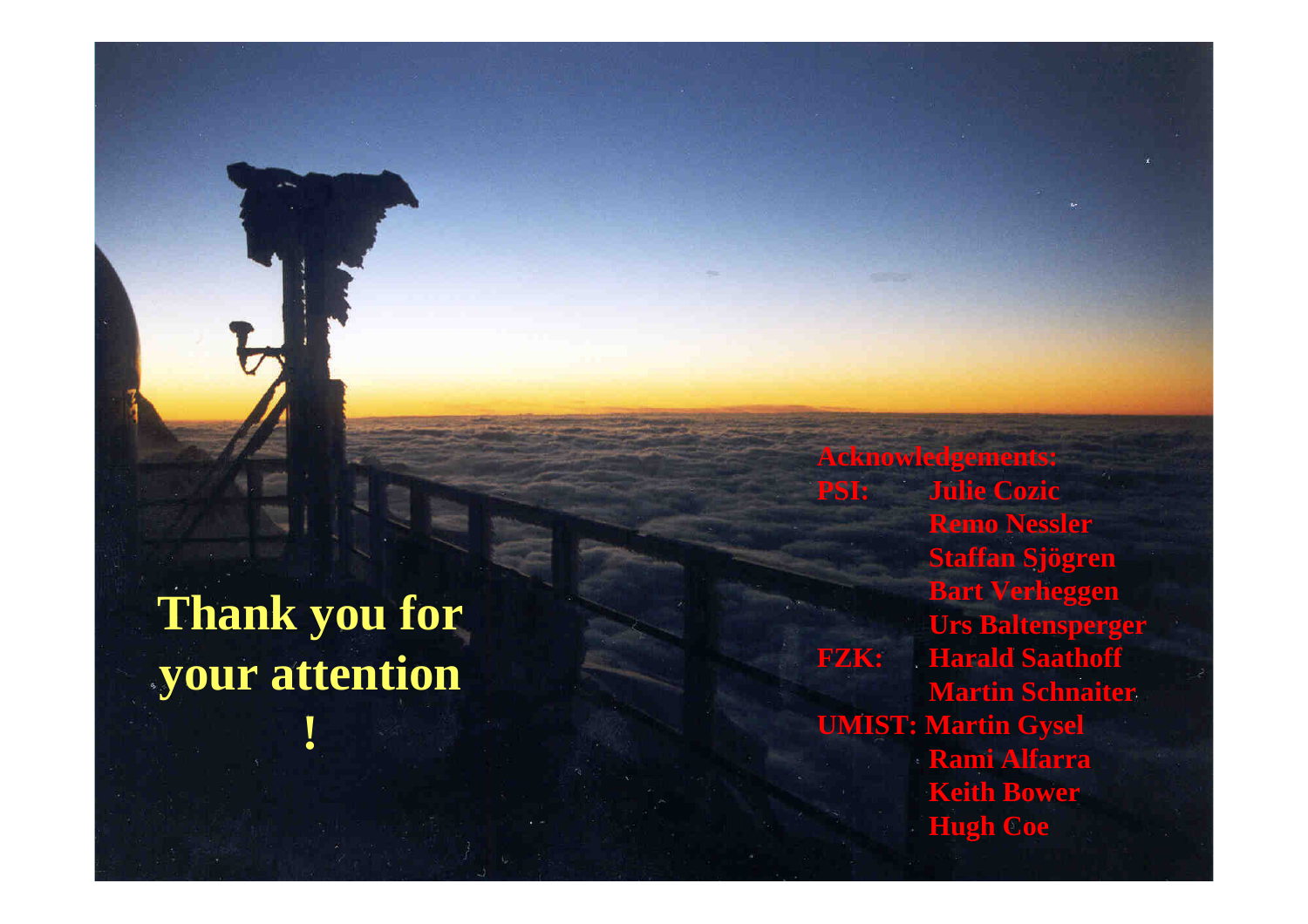**Thank you for your attention !**

**Acknowledgements:**

**PSI:** Julie Cozic
Remo Nessler
Staffan Sjögren
Bart Verheggen
Urs Baltensperger

**FZK:** Harald Saathoff
Martin Schnaiter

**UMIST:** Martin Gysel
Rami Alfarra
Keith Bower
Hugh Coe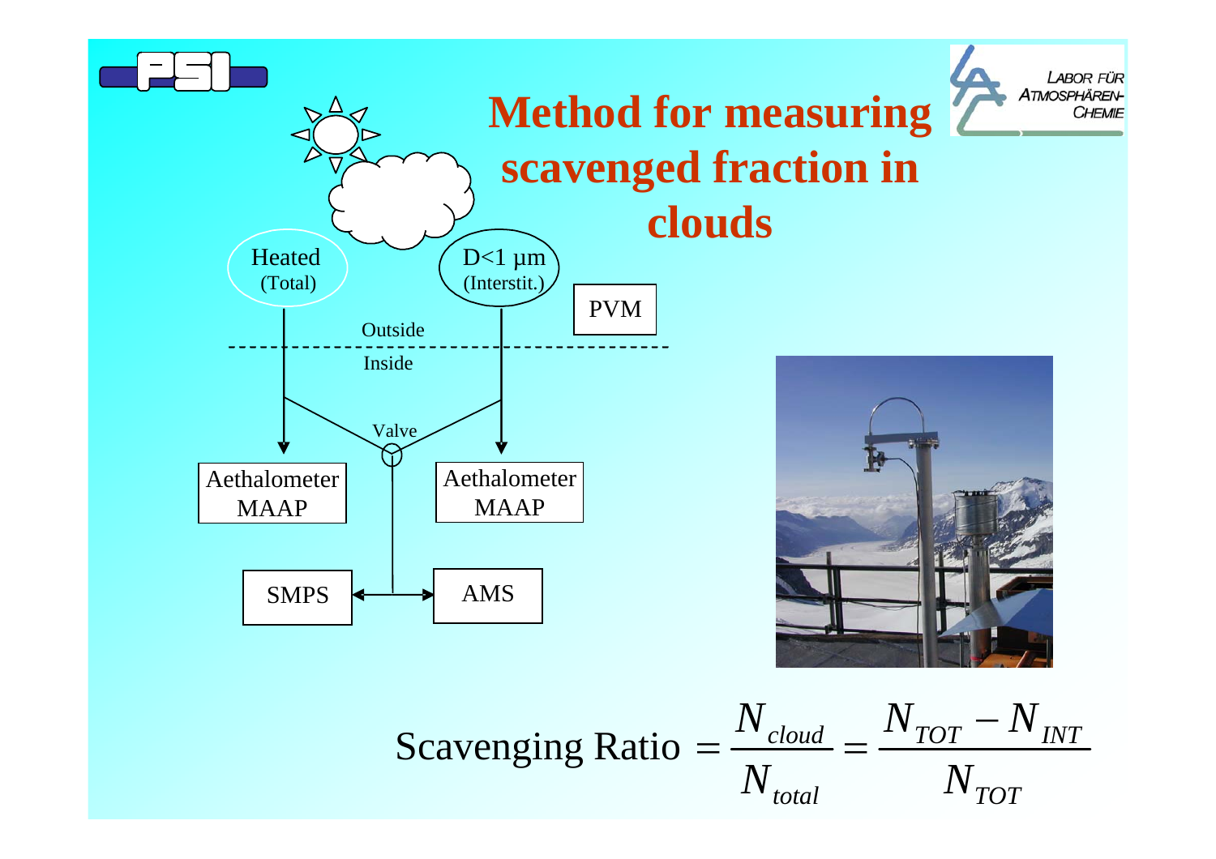# Method for measuring scavenged fraction in clouds

Heated (Total)

D<1 µm (Interstit.)

PVM

Outside

Inside

Valve

Aethalometer MAAP

Aethalometer MAAP

SMPS

AMS

$$\text{Scavenging Ratio} = \frac{N_{cloud}}{N_{total}} = \frac{N_{TOT} - N_{INT}}{N_{TOT}}$$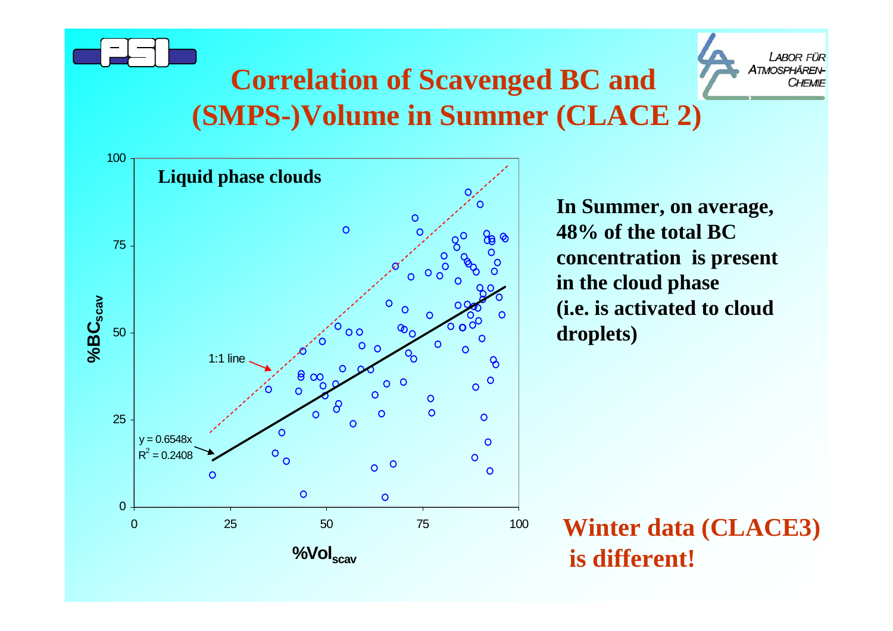# Correlation of Scavenged BC and (SMPS-)Volume in Summer (CLACE 2)

**Liquid phase clouds**

1:1 line

$y = 0.6548x$
$R^2 = 0.2408$

$\%BC_{scav}$

$\%Vol_{scav}$

**In Summer, on average, 48% of the total BC concentration is present in the cloud phase (i.e. is activated to cloud droplets)**

**Winter data (CLACE3) is different!**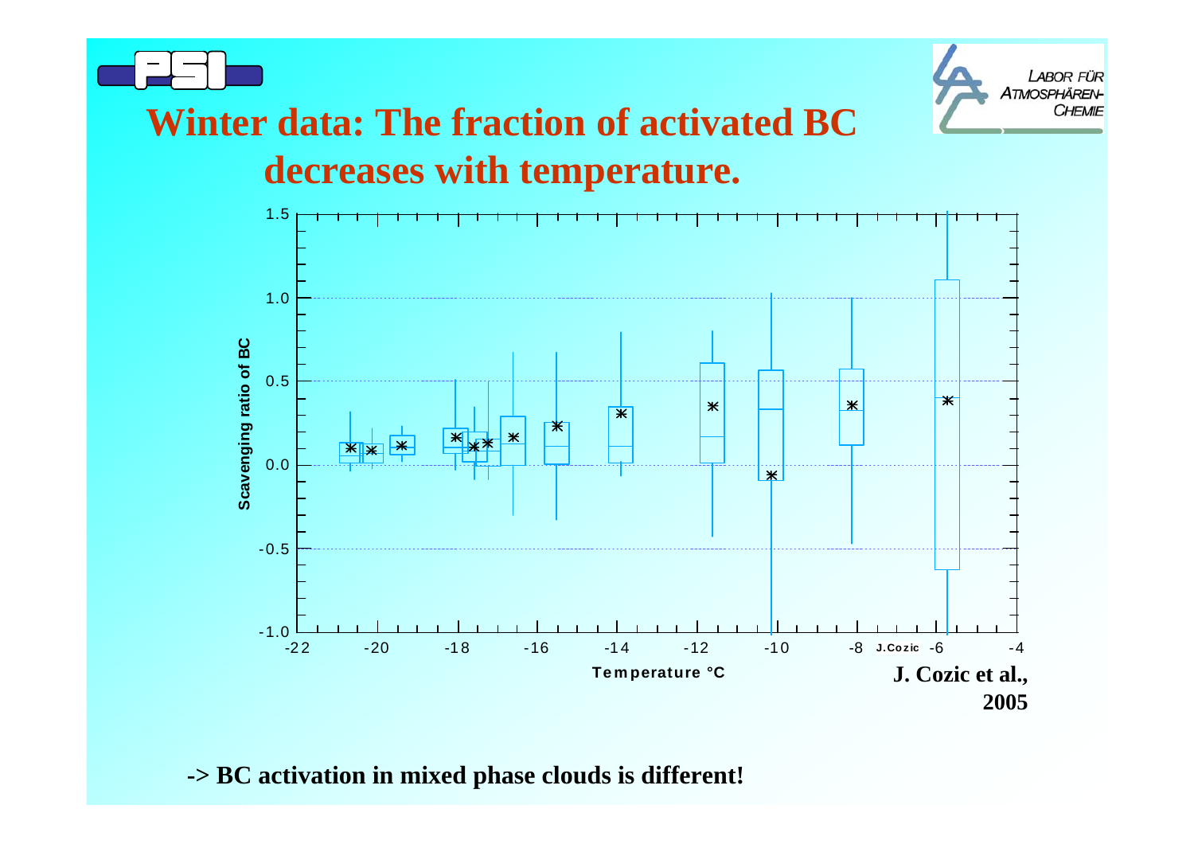# Winter data: The fraction of activated BC decreases with temperature.

J. Cozic et al., 2005

-> BC activation in mixed phase clouds is different!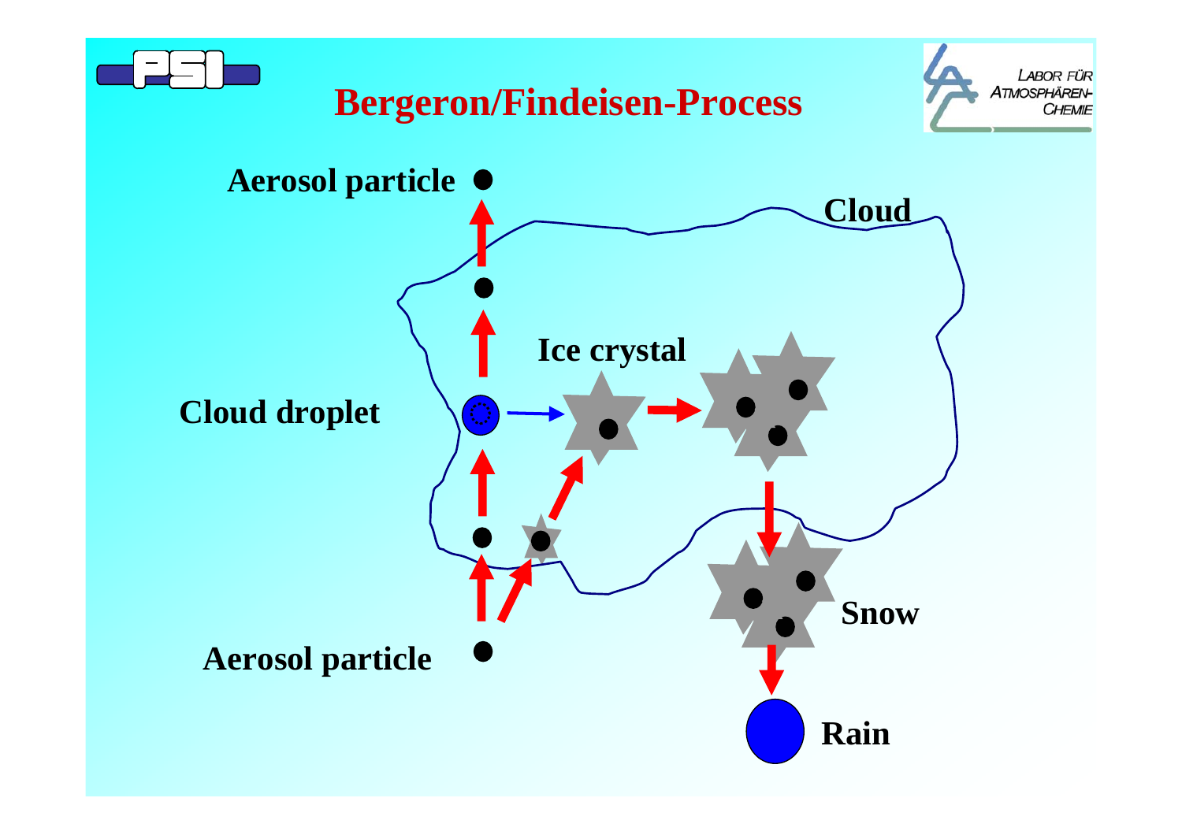# Bergeron/Findeisen-Process

Aerosol particle

Cloud

Ice crystal

Cloud droplet

Snow

Aerosol particle

Rain